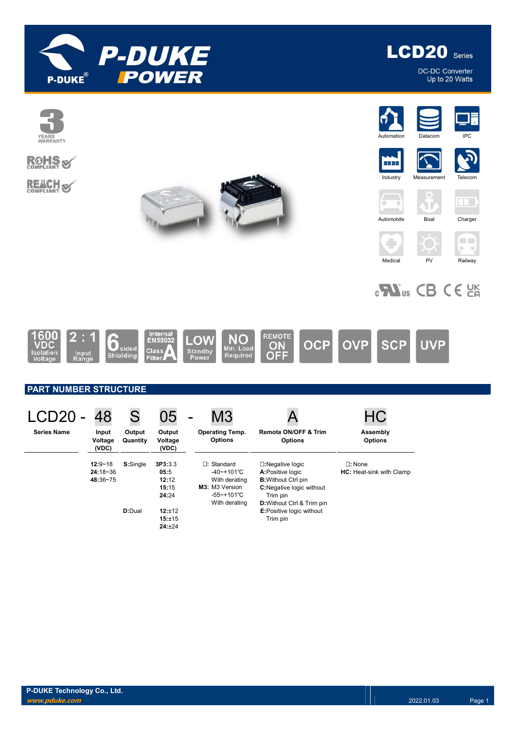# LCD20 Series

DC-DC Converter
Up to 20 Watts

3 YEARS WARRANTY

RoHS COMPLIANT

REACH COMPLIANT

Automation | Datacom | IPC | Industry | Measurement | Telecom | Automobile | Boat | Charger | Medical | PV | Railway

1600 VDC Isolation Voltage | 2 : 1 Input Range | 6 sided Shielding | Internal EN55032 Class A Filter | LOW Standby Power | NO Min. Load Required | REMOTE ON OFF | OCP | OVP | SCP | UVP

## PART NUMBER STRUCTURE

| LCD20 - | 48 | S | 05 | - M3 | A | HC |
|---|---|---|---|---|---|---|
| Series Name | Input Voltage (VDC) | Output Quantity | Output Voltage (VDC) | Operating Temp. Options | Remote ON/OFF & Trim Options | Assembly Options |
| | **12**:9~18<br>**24**:18~36<br>**48**:36~75 | **S**:Single | **3P3**:3.3<br>**05**:5<br>**12**:12<br>**15**:15<br>**24**:24 | ☐: Standard -40~+101℃ With derating<br>**M3**: M3 Version -55~+101℃ With derating | ☐:Negative logic<br>**A**:Positive logic<br>**B**:Without Ctrl pin<br>**C**:Negative logic without Trim pin<br>**D**:Without Ctrl & Trim pin<br>**E**:Positive logic without Trim pin | ☐: None<br>**HC**: Heat-sink with Clamp |
| | | **D**:Dual | **12**:±12<br>**15**:±15<br>**24**:±24 | | | |

P-DUKE Technology Co., Ltd.
www.pduke.com
2022.01.03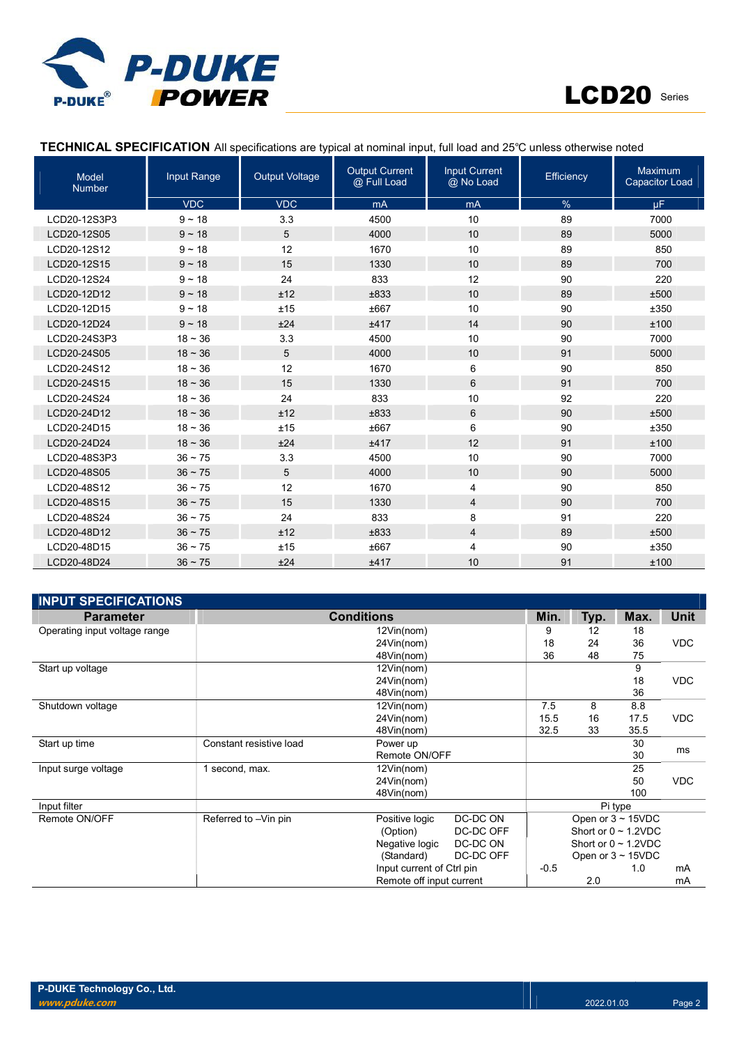## TECHNICAL SPECIFICATION

All specifications are typical at nominal input, full load and 25℃ unless otherwise noted

| Model Number | Input Range | Output Voltage | Output Current @ Full Load | Input Current @ No Load | Efficiency | Maximum Capacitor Load |
|---|---|---|---|---|---|---|
| | VDC | VDC | mA | mA | % | μF |
| LCD20-12S3P3 | 9 ~ 18 | 3.3 | 4500 | 10 | 89 | 7000 |
| LCD20-12S05 | 9 ~ 18 | 5 | 4000 | 10 | 89 | 5000 |
| LCD20-12S12 | 9 ~ 18 | 12 | 1670 | 10 | 89 | 850 |
| LCD20-12S15 | 9 ~ 18 | 15 | 1330 | 10 | 89 | 700 |
| LCD20-12S24 | 9 ~ 18 | 24 | 833 | 12 | 90 | 220 |
| LCD20-12D12 | 9 ~ 18 | ±12 | ±833 | 10 | 89 | ±500 |
| LCD20-12D15 | 9 ~ 18 | ±15 | ±667 | 10 | 90 | ±350 |
| LCD20-12D24 | 9 ~ 18 | ±24 | ±417 | 14 | 90 | ±100 |
| LCD20-24S3P3 | 18 ~ 36 | 3.3 | 4500 | 10 | 90 | 7000 |
| LCD20-24S05 | 18 ~ 36 | 5 | 4000 | 10 | 91 | 5000 |
| LCD20-24S12 | 18 ~ 36 | 12 | 1670 | 6 | 90 | 850 |
| LCD20-24S15 | 18 ~ 36 | 15 | 1330 | 6 | 91 | 700 |
| LCD20-24S24 | 18 ~ 36 | 24 | 833 | 10 | 92 | 220 |
| LCD20-24D12 | 18 ~ 36 | ±12 | ±833 | 6 | 90 | ±500 |
| LCD20-24D15 | 18 ~ 36 | ±15 | ±667 | 6 | 90 | ±350 |
| LCD20-24D24 | 18 ~ 36 | ±24 | ±417 | 12 | 91 | ±100 |
| LCD20-48S3P3 | 36 ~ 75 | 3.3 | 4500 | 10 | 90 | 7000 |
| LCD20-48S05 | 36 ~ 75 | 5 | 4000 | 10 | 90 | 5000 |
| LCD20-48S12 | 36 ~ 75 | 12 | 1670 | 4 | 90 | 850 |
| LCD20-48S15 | 36 ~ 75 | 15 | 1330 | 4 | 90 | 700 |
| LCD20-48S24 | 36 ~ 75 | 24 | 833 | 8 | 91 | 220 |
| LCD20-48D12 | 36 ~ 75 | ±12 | ±833 | 4 | 89 | ±500 |
| LCD20-48D15 | 36 ~ 75 | ±15 | ±667 | 4 | 90 | ±350 |
| LCD20-48D24 | 36 ~ 75 | ±24 | ±417 | 10 | 91 | ±100 |

## INPUT SPECIFICATIONS

| Parameter | Conditions | | Min. | Typ. | Max. | Unit |
|---|---|---|---|---|---|---|
| Operating input voltage range | | 12Vin(nom) | 9 | 12 | 18 | VDC |
| | | 24Vin(nom) | 18 | 24 | 36 | |
| | | 48Vin(nom) | 36 | 48 | 75 | |
| Start up voltage | | 12Vin(nom) | | | 9 | VDC |
| | | 24Vin(nom) | | | 18 | |
| | | 48Vin(nom) | | | 36 | |
| Shutdown voltage | | 12Vin(nom) | 7.5 | 8 | 8.8 | VDC |
| | | 24Vin(nom) | 15.5 | 16 | 17.5 | |
| | | 48Vin(nom) | 32.5 | 33 | 35.5 | |
| Start up time | Constant resistive load | Power up | | | 30 | ms |
| | | Remote ON/OFF | | | 30 | |
| Input surge voltage | 1 second, max. | 12Vin(nom) | | | 25 | VDC |
| | | 24Vin(nom) | | | 50 | |
| | | 48Vin(nom) | | | 100 | |
| Input filter | | | Pi type | | | |
| Remote ON/OFF | Referred to –Vin pin | Positive logic DC-DC ON | Open or 3 ~ 15VDC | | | |
| | | (Option) DC-DC OFF | Short or 0 ~ 1.2VDC | | | |
| | | Negative logic DC-DC ON | Short or 0 ~ 1.2VDC | | | |
| | | (Standard) DC-DC OFF | Open or 3 ~ 15VDC | | | |
| | | Input current of Ctrl pin | -0.5 | | 1.0 | mA |
| | | Remote off input current | | 2.0 | | mA |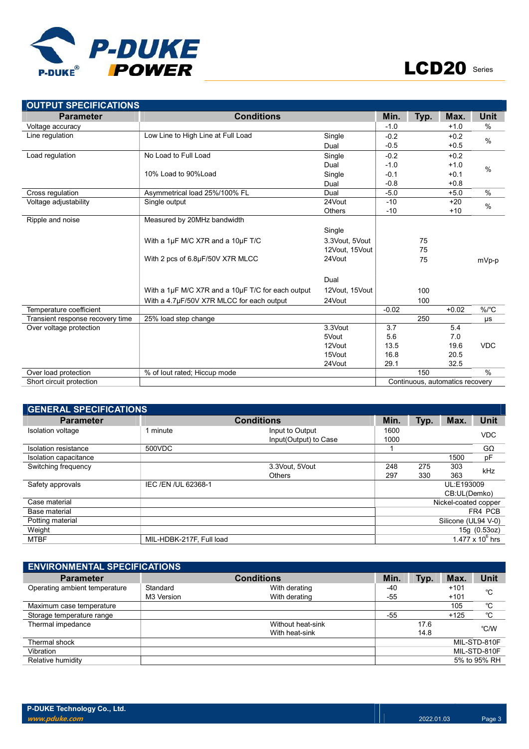## OUTPUT SPECIFICATIONS

| Parameter | Conditions | | Min. | Typ. | Max. | Unit |
|---|---|---|---|---|---|---|
| Voltage accuracy | | | -1.0 | | +1.0 | % |
| Line regulation | Low Line to High Line at Full Load | Single | -0.2 | | +0.2 | % |
| | | Dual | -0.5 | | +0.5 | |
| Load regulation | No Load to Full Load | Single | -0.2 | | +0.2 | % |
| | | Dual | -1.0 | | +1.0 | |
| | 10% Load to 90%Load | Single | -0.1 | | +0.1 | |
| | | Dual | -0.8 | | +0.8 | |
| Cross regulation | Asymmetrical load 25%/100% FL | Dual | -5.0 | | +5.0 | % |
| Voltage adjustability | Single output | 24Vout | -10 | | +20 | % |
| | | Others | -10 | | +10 | |
| Ripple and noise | Measured by 20MHz bandwidth | | | | | mVp-p |
| | | Single | | | | |
| | With a 1μF M/C X7R and a 10μF T/C | 3.3Vout, 5Vout | | 75 | | |
| | | 12Vout, 15Vout | | 75 | | |
| | With 2 pcs of 6.8μF/50V X7R MLCC | 24Vout | | 75 | | |
| | | Dual | | | | |
| | With a 1μF M/C X7R and a 10μF T/C for each output | 12Vout, 15Vout | | 100 | | |
| | With a 4.7μF/50V X7R MLCC for each output | 24Vout | | 100 | | |
| Temperature coefficient | | | -0.02 | | +0.02 | %/℃ |
| Transient response recovery time | 25% load step change | | | 250 | | μs |
| Over voltage protection | | 3.3Vout | 3.7 | | 5.4 | VDC |
| | | 5Vout | 5.6 | | 7.0 | |
| | | 12Vout | 13.5 | | 19.6 | |
| | | 15Vout | 16.8 | | 20.5 | |
| | | 24Vout | 29.1 | | 32.5 | |
| Over load protection | % of Iout rated; Hiccup mode | | | 150 | | % |
| Short circuit protection | | | Continuous, automatics recovery | | | |

## GENERAL SPECIFICATIONS

| Parameter | Conditions | | Min. | Typ. | Max. | Unit |
|---|---|---|---|---|---|---|
| Isolation voltage | 1 minute | Input to Output | 1600 | | | VDC |
| | | Input(Output) to Case | 1000 | | | |
| Isolation resistance | 500VDC | | 1 | | | GΩ |
| Isolation capacitance | | | | | 1500 | pF |
| Switching frequency | | 3.3Vout, 5Vout | 248 | 275 | 303 | kHz |
| | | Others | 297 | 330 | 363 | |
| Safety approvals | IEC /EN /UL 62368-1 | | UL:E193009 CB:UL(Demko) | | | |
| Case material | | | Nickel-coated copper | | | |
| Base material | | | FR4 PCB | | | |
| Potting material | | | Silicone (UL94 V-0) | | | |
| Weight | | | 15g (0.53oz) | | | |
| MTBF | MIL-HDBK-217F, Full load | | $1.477 \times 10^6$ hrs | | | |

## ENVIRONMENTAL SPECIFICATIONS

| Parameter | Conditions | | Min. | Typ. | Max. | Unit |
|---|---|---|---|---|---|---|
| Operating ambient temperature | Standard | With derating | -40 | | +101 | ℃ |
| | M3 Version | With derating | -55 | | +101 | |
| Maximum case temperature | | | | | 105 | ℃ |
| Storage temperature range | | | -55 | | +125 | ℃ |
| Thermal impedance | | Without heat-sink | | 17.6 | | ℃/W |
| | | With heat-sink | | 14.8 | | |
| Thermal shock | | | MIL-STD-810F | | | |
| Vibration | | | MIL-STD-810F | | | |
| Relative humidity | | | 5% to 95% RH | | | |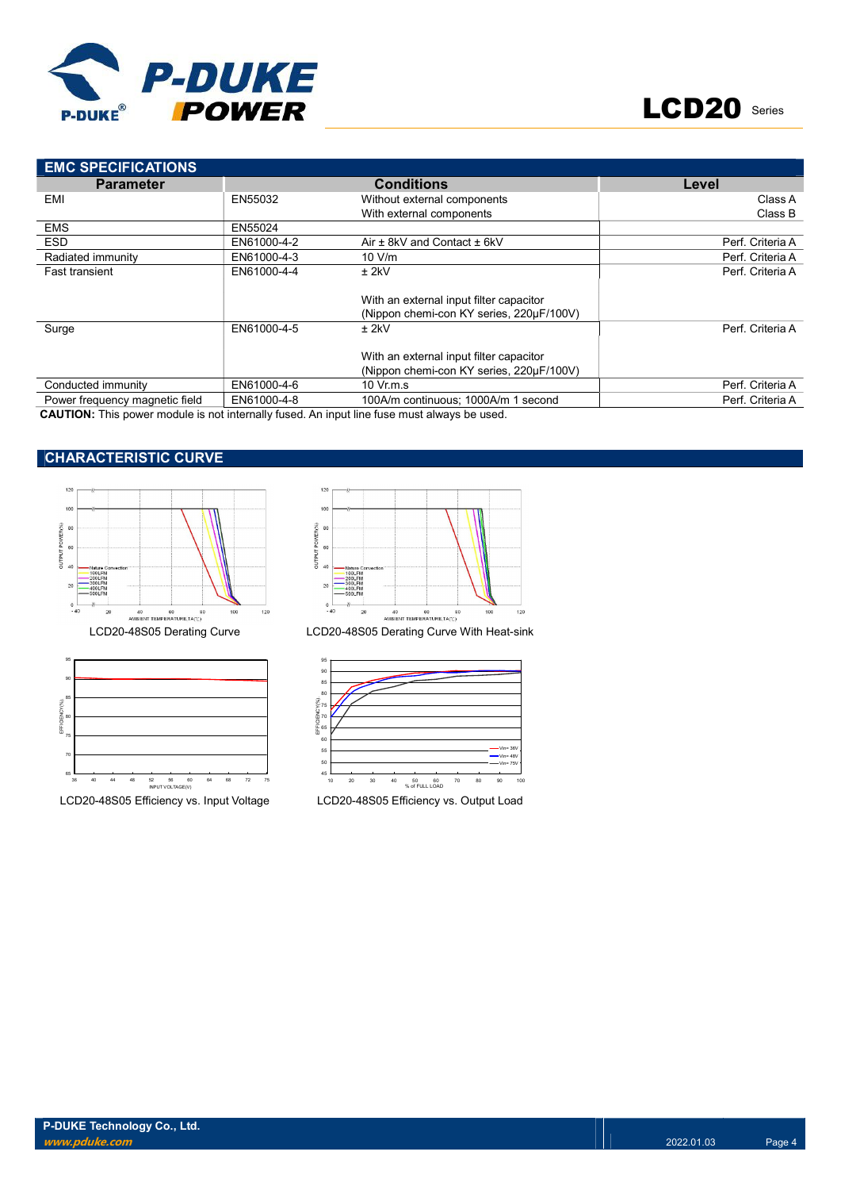## EMC SPECIFICATIONS

| Parameter | Conditions | | Level |
|---|---|---|---|
| EMI | EN55032 | Without external components<br>With external components | Class A<br>Class B |
| EMS | EN55024 | | |
| ESD | EN61000-4-2 | Air ± 8kV and Contact ± 6kV | Perf. Criteria A |
| Radiated immunity | EN61000-4-3 | 10 V/m | Perf. Criteria A |
| Fast transient | EN61000-4-4 | ± 2kV<br><br>With an external input filter capacitor<br>(Nippon chemi-con KY series, 220μF/100V) | Perf. Criteria A |
| Surge | EN61000-4-5 | ± 2kV<br><br>With an external input filter capacitor<br>(Nippon chemi-con KY series, 220μF/100V) | Perf. Criteria A |
| Conducted immunity | EN61000-4-6 | 10 Vr.m.s | Perf. Criteria A |
| Power frequency magnetic field | EN61000-4-8 | 100A/m continuous; 1000A/m 1 second | Perf. Criteria A |

**CAUTION:** This power module is not internally fused. An input line fuse must always be used.

## CHARACTERISTIC CURVE

LCD20-48S05 Derating Curve

LCD20-48S05 Derating Curve With Heat-sink

LCD20-48S05 Efficiency vs. Input Voltage

LCD20-48S05 Efficiency vs. Output Load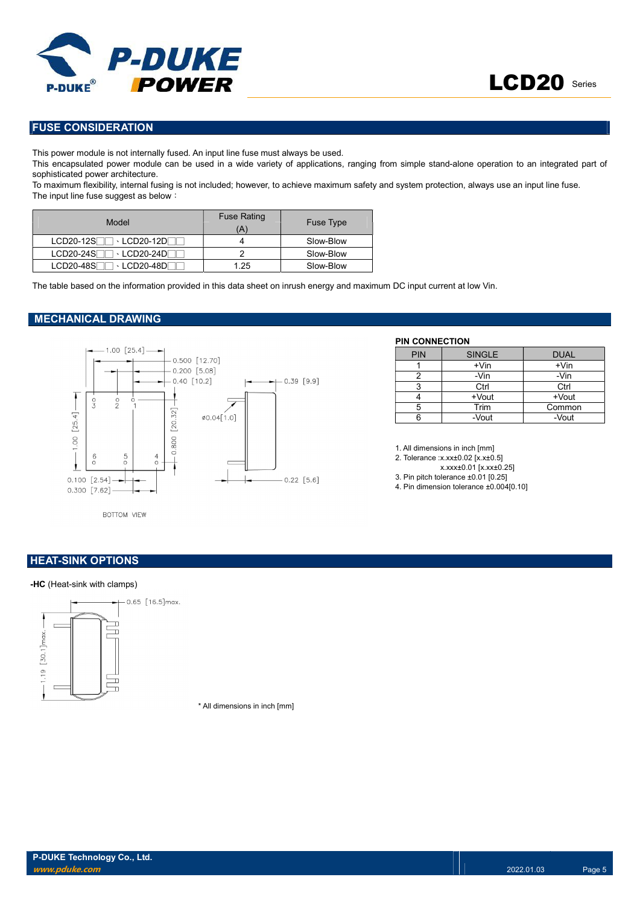## FUSE CONSIDERATION

This power module is not internally fused. An input line fuse must always be used.
This encapsulated power module can be used in a wide variety of applications, ranging from simple stand-alone operation to an integrated part of sophisticated power architecture.
To maximum flexibility, internal fusing is not included; however, to achieve maximum safety and system protection, always use an input line fuse.
The input line fuse suggest as below：

| Model | Fuse Rating (A) | Fuse Type |
|---|---|---|
| LCD20-12S□□ 、LCD20-12D□□ | 4 | Slow-Blow |
| LCD20-24S□□ 、LCD20-24D□□ | 2 | Slow-Blow |
| LCD20-48S□□ 、LCD20-48D□□ | 1.25 | Slow-Blow |

The table based on the information provided in this data sheet on inrush energy and maximum DC input current at low Vin.

## MECHANICAL DRAWING

1.00 [25.4]
0.500 [12.70]
0.200 [5.08]
0.40 [10.2]
0.39 [9.9]
1.00 [25.4]
0.800 [20.32]
ø0.04[1.0]
0.100 [2.54]
0.300 [7.62]
0.22 [5.6]

BOTTOM VIEW

**PIN CONNECTION**

| PIN | SINGLE | DUAL |
|---|---|---|
| 1 | +Vin | +Vin |
| 2 | -Vin | -Vin |
| 3 | Ctrl | Ctrl |
| 4 | +Vout | +Vout |
| 5 | Trim | Common |
| 6 | -Vout | -Vout |

1. All dimensions in inch [mm]
2. Tolerance :x.xx±0.02 [x.x±0.5]
   x.xxx±0.01 [x.xx±0.25]
3. Pin pitch tolerance ±0.01 [0.25]
4. Pin dimension tolerance ±0.004[0.10]

## HEAT-SINK OPTIONS

**-HC** (Heat-sink with clamps)

0.65 [16.5]max.
1.19 [30.1]max.

\* All dimensions in inch [mm]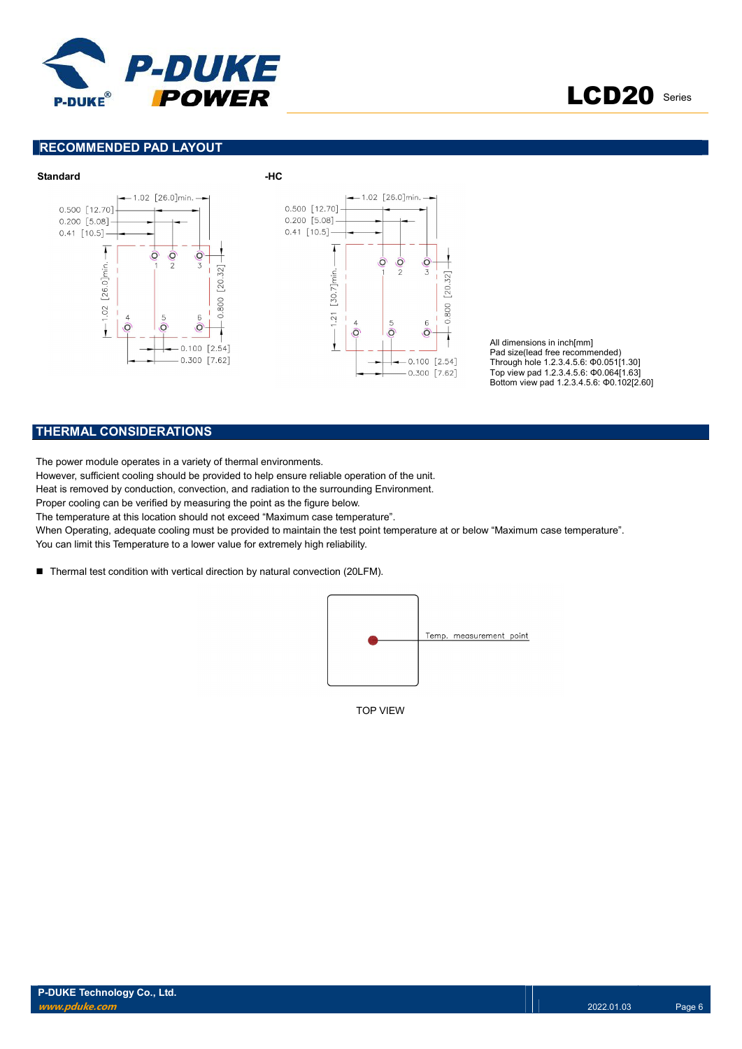## RECOMMENDED PAD LAYOUT

**Standard** **-HC**

All dimensions in inch[mm]
Pad size(lead free recommended)
Through hole 1.2.3.4.5.6: Φ0.051[1.30]
Top view pad 1.2.3.4.5.6: Φ0.064[1.63]
Bottom view pad 1.2.3.4.5.6: Φ0.102[2.60]

## THERMAL CONSIDERATIONS

The power module operates in a variety of thermal environments.
However, sufficient cooling should be provided to help ensure reliable operation of the unit.
Heat is removed by conduction, convection, and radiation to the surrounding Environment.
Proper cooling can be verified by measuring the point as the figure below.
The temperature at this location should not exceed "Maximum case temperature".
When Operating, adequate cooling must be provided to maintain the test point temperature at or below "Maximum case temperature".
You can limit this Temperature to a lower value for extremely high reliability.

- Thermal test condition with vertical direction by natural convection (20LFM).

Temp. measurement point

TOP VIEW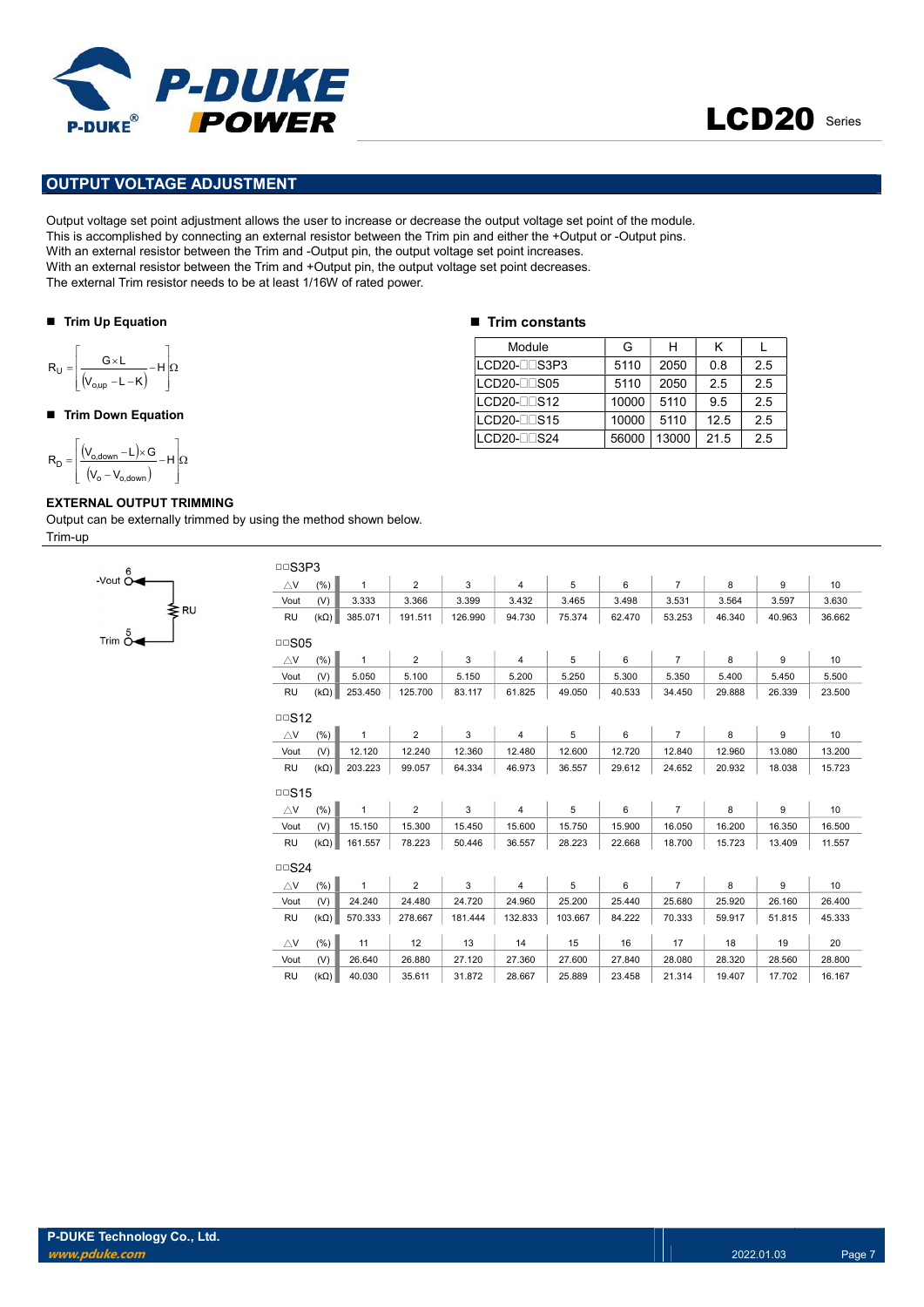## OUTPUT VOLTAGE ADJUSTMENT

Output voltage set point adjustment allows the user to increase or decrease the output voltage set point of the module.
This is accomplished by connecting an external resistor between the Trim pin and either the +Output or -Output pins.
With an external resistor between the Trim and -Output pin, the output voltage set point increases.
With an external resistor between the Trim and +Output pin, the output voltage set point decreases.
The external Trim resistor needs to be at least 1/16W of rated power.

### Trim Up Equation

$$R_U = \left[ \frac{G \times L}{(V_{o,up} - L - K)} - H \right] \Omega$$

### Trim Down Equation

$$R_D = \left[ \frac{(V_{o,down} - L) \times G}{(V_o - V_{o,down})} - H \right] \Omega$$

### Trim constants

| Module | G | H | K | L |
|---|---|---|---|---|
| LCD20-□□S3P3 | 5110 | 2050 | 0.8 | 2.5 |
| LCD20-□□S05 | 5110 | 2050 | 2.5 | 2.5 |
| LCD20-□□S12 | 10000 | 5110 | 9.5 | 2.5 |
| LCD20-□□S15 | 10000 | 5110 | 12.5 | 2.5 |
| LCD20-□□S24 | 56000 | 13000 | 21.5 | 2.5 |

### EXTERNAL OUTPUT TRIMMING

Output can be externally trimmed by using the method shown below.

Trim-up

-Vout (6) — RU — Trim (5)

□□S3P3

| △V | (%) | 1 | 2 | 3 | 4 | 5 | 6 | 7 | 8 | 9 | 10 |
|---|---|---|---|---|---|---|---|---|---|---|---|
| Vout | (V) | 3.333 | 3.366 | 3.399 | 3.432 | 3.465 | 3.498 | 3.531 | 3.564 | 3.597 | 3.630 |
| RU | (kΩ) | 385.071 | 191.511 | 126.990 | 94.730 | 75.374 | 62.470 | 53.253 | 46.340 | 40.963 | 36.662 |

□□S05

| △V | (%) | 1 | 2 | 3 | 4 | 5 | 6 | 7 | 8 | 9 | 10 |
|---|---|---|---|---|---|---|---|---|---|---|---|
| Vout | (V) | 5.050 | 5.100 | 5.150 | 5.200 | 5.250 | 5.300 | 5.350 | 5.400 | 5.450 | 5.500 |
| RU | (kΩ) | 253.450 | 125.700 | 83.117 | 61.825 | 49.050 | 40.533 | 34.450 | 29.888 | 26.339 | 23.500 |

□□S12

| △V | (%) | 1 | 2 | 3 | 4 | 5 | 6 | 7 | 8 | 9 | 10 |
|---|---|---|---|---|---|---|---|---|---|---|---|
| Vout | (V) | 12.120 | 12.240 | 12.360 | 12.480 | 12.600 | 12.720 | 12.840 | 12.960 | 13.080 | 13.200 |
| RU | (kΩ) | 203.223 | 99.057 | 64.334 | 46.973 | 36.557 | 29.612 | 24.652 | 20.932 | 18.038 | 15.723 |

□□S15

| △V | (%) | 1 | 2 | 3 | 4 | 5 | 6 | 7 | 8 | 9 | 10 |
|---|---|---|---|---|---|---|---|---|---|---|---|
| Vout | (V) | 15.150 | 15.300 | 15.450 | 15.600 | 15.750 | 15.900 | 16.050 | 16.200 | 16.350 | 16.500 |
| RU | (kΩ) | 161.557 | 78.223 | 50.446 | 36.557 | 28.223 | 22.668 | 18.700 | 15.723 | 13.409 | 11.557 |

□□S24

| △V | (%) | 1 | 2 | 3 | 4 | 5 | 6 | 7 | 8 | 9 | 10 |
|---|---|---|---|---|---|---|---|---|---|---|---|
| Vout | (V) | 24.240 | 24.480 | 24.720 | 24.960 | 25.200 | 25.440 | 25.680 | 25.920 | 26.160 | 26.400 |
| RU | (kΩ) | 570.333 | 278.667 | 181.444 | 132.833 | 103.667 | 84.222 | 70.333 | 59.917 | 51.815 | 45.333 |
| △V | (%) | 11 | 12 | 13 | 14 | 15 | 16 | 17 | 18 | 19 | 20 |
| Vout | (V) | 26.640 | 26.880 | 27.120 | 27.360 | 27.600 | 27.840 | 28.080 | 28.320 | 28.560 | 28.800 |
| RU | (kΩ) | 40.030 | 35.611 | 31.872 | 28.667 | 25.889 | 23.458 | 21.314 | 19.407 | 17.702 | 16.167 |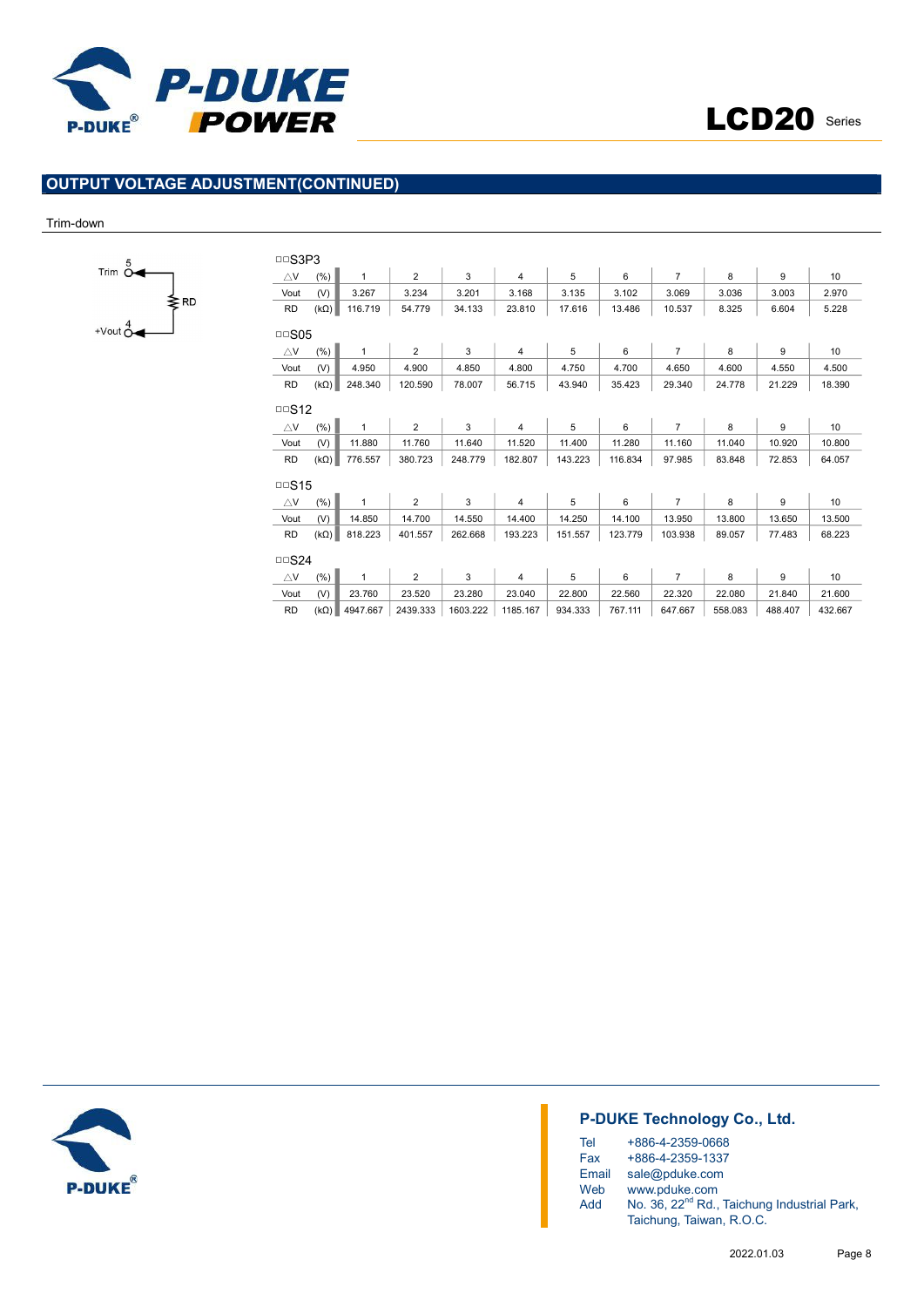## OUTPUT VOLTAGE ADJUSTMENT(CONTINUED)

Trim-down

Trim 5
RD
+Vout 4

□□S3P3

| △V | (%) | 1 | 2 | 3 | 4 | 5 | 6 | 7 | 8 | 9 | 10 |
|---|---|---|---|---|---|---|---|---|---|---|---|
| Vout | (V) | 3.267 | 3.234 | 3.201 | 3.168 | 3.135 | 3.102 | 3.069 | 3.036 | 3.003 | 2.970 |
| RD | (kΩ) | 116.719 | 54.779 | 34.133 | 23.810 | 17.616 | 13.486 | 10.537 | 8.325 | 6.604 | 5.228 |

□□S05

| △V | (%) | 1 | 2 | 3 | 4 | 5 | 6 | 7 | 8 | 9 | 10 |
|---|---|---|---|---|---|---|---|---|---|---|---|
| Vout | (V) | 4.950 | 4.900 | 4.850 | 4.800 | 4.750 | 4.700 | 4.650 | 4.600 | 4.550 | 4.500 |
| RD | (kΩ) | 248.340 | 120.590 | 78.007 | 56.715 | 43.940 | 35.423 | 29.340 | 24.778 | 21.229 | 18.390 |

□□S12

| △V | (%) | 1 | 2 | 3 | 4 | 5 | 6 | 7 | 8 | 9 | 10 |
|---|---|---|---|---|---|---|---|---|---|---|---|
| Vout | (V) | 11.880 | 11.760 | 11.640 | 11.520 | 11.400 | 11.280 | 11.160 | 11.040 | 10.920 | 10.800 |
| RD | (kΩ) | 776.557 | 380.723 | 248.779 | 182.807 | 143.223 | 116.834 | 97.985 | 83.848 | 72.853 | 64.057 |

□□S15

| △V | (%) | 1 | 2 | 3 | 4 | 5 | 6 | 7 | 8 | 9 | 10 |
|---|---|---|---|---|---|---|---|---|---|---|---|
| Vout | (V) | 14.850 | 14.700 | 14.550 | 14.400 | 14.250 | 14.100 | 13.950 | 13.800 | 13.650 | 13.500 |
| RD | (kΩ) | 818.223 | 401.557 | 262.668 | 193.223 | 151.557 | 123.779 | 103.938 | 89.057 | 77.483 | 68.223 |

□□S24

| △V | (%) | 1 | 2 | 3 | 4 | 5 | 6 | 7 | 8 | 9 | 10 |
|---|---|---|---|---|---|---|---|---|---|---|---|
| Vout | (V) | 23.760 | 23.520 | 23.280 | 23.040 | 22.800 | 22.560 | 22.320 | 22.080 | 21.840 | 21.600 |
| RD | (kΩ) | 4947.667 | 2439.333 | 1603.222 | 1185.167 | 934.333 | 767.111 | 647.667 | 558.083 | 488.407 | 432.667 |

**P-DUKE Technology Co., Ltd.**

Tel +886-4-2359-0668
Fax +886-4-2359-1337
Email sale@pduke.com
Web www.pduke.com
Add No. 36, 22nd Rd., Taichung Industrial Park, Taichung, Taiwan, R.O.C.

2022.01.03